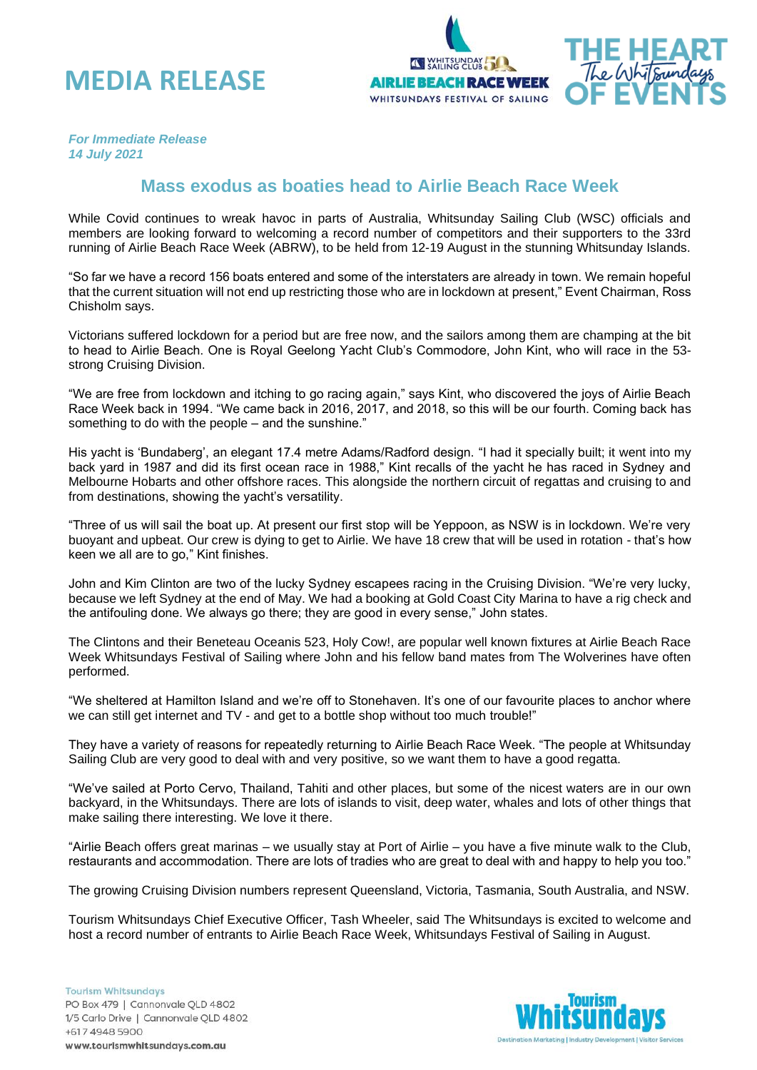# MEDIA RELEASE

*For Immediate Release*
*14 July 2021*

## Mass exodus as boaties head to Airlie Beach Race Week

While Covid continues to wreak havoc in parts of Australia, Whitsunday Sailing Club (WSC) officials and members are looking forward to welcoming a record number of competitors and their supporters to the 33rd running of Airlie Beach Race Week (ABRW), to be held from 12-19 August in the stunning Whitsunday Islands.

"So far we have a record 156 boats entered and some of the interstaters are already in town. We remain hopeful that the current situation will not end up restricting those who are in lockdown at present," Event Chairman, Ross Chisholm says.

Victorians suffered lockdown for a period but are free now, and the sailors among them are champing at the bit to head to Airlie Beach. One is Royal Geelong Yacht Club's Commodore, John Kint, who will race in the 53-strong Cruising Division.

"We are free from lockdown and itching to go racing again," says Kint, who discovered the joys of Airlie Beach Race Week back in 1994. "We came back in 2016, 2017, and 2018, so this will be our fourth. Coming back has something to do with the people – and the sunshine."

His yacht is 'Bundaberg', an elegant 17.4 metre Adams/Radford design. "I had it specially built; it went into my back yard in 1987 and did its first ocean race in 1988," Kint recalls of the yacht he has raced in Sydney and Melbourne Hobarts and other offshore races. This alongside the northern circuit of regattas and cruising to and from destinations, showing the yacht's versatility.

"Three of us will sail the boat up. At present our first stop will be Yeppoon, as NSW is in lockdown. We're very buoyant and upbeat. Our crew is dying to get to Airlie. We have 18 crew that will be used in rotation - that's how keen we all are to go," Kint finishes.

John and Kim Clinton are two of the lucky Sydney escapees racing in the Cruising Division. "We're very lucky, because we left Sydney at the end of May. We had a booking at Gold Coast City Marina to have a rig check and the antifouling done. We always go there; they are good in every sense," John states.

The Clintons and their Beneteau Oceanis 523, Holy Cow!, are popular well known fixtures at Airlie Beach Race Week Whitsundays Festival of Sailing where John and his fellow band mates from The Wolverines have often performed.

"We sheltered at Hamilton Island and we're off to Stonehaven. It's one of our favourite places to anchor where we can still get internet and TV - and get to a bottle shop without too much trouble!"

They have a variety of reasons for repeatedly returning to Airlie Beach Race Week. "The people at Whitsunday Sailing Club are very good to deal with and very positive, so we want them to have a good regatta.

"We've sailed at Porto Cervo, Thailand, Tahiti and other places, but some of the nicest waters are in our own backyard, in the Whitsundays. There are lots of islands to visit, deep water, whales and lots of other things that make sailing there interesting. We love it there.

"Airlie Beach offers great marinas – we usually stay at Port of Airlie – you have a five minute walk to the Club, restaurants and accommodation. There are lots of tradies who are great to deal with and happy to help you too."

The growing Cruising Division numbers represent Queensland, Victoria, Tasmania, South Australia, and NSW.

Tourism Whitsundays Chief Executive Officer, Tash Wheeler, said The Whitsundays is excited to welcome and host a record number of entrants to Airlie Beach Race Week, Whitsundays Festival of Sailing in August.

Tourism Whitsundays
PO Box 479 | Cannonvale QLD 4802
1/5 Carlo Drive | Cannonvale QLD 4802
+617 4948 5900
www.tourismwhitsundays.com.au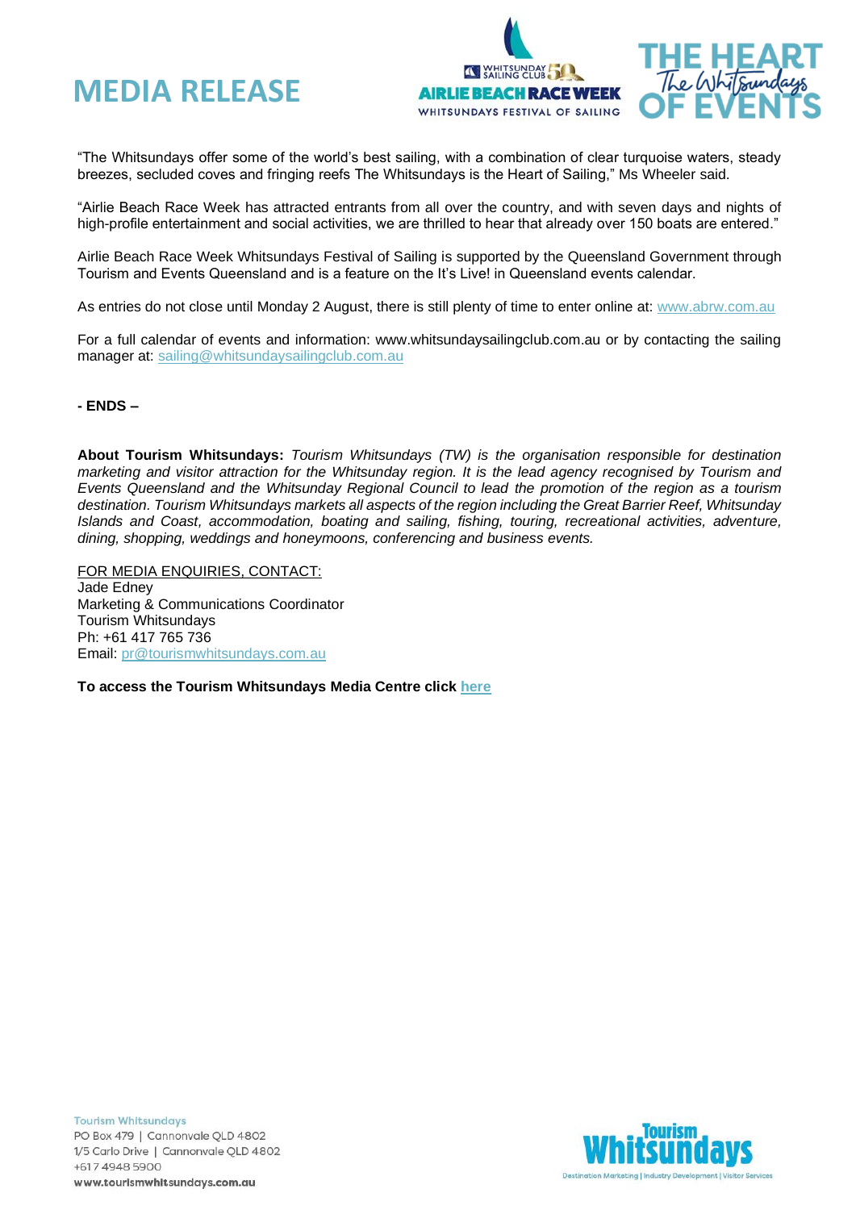# MEDIA RELEASE

"The Whitsundays offer some of the world's best sailing, with a combination of clear turquoise waters, steady breezes, secluded coves and fringing reefs The Whitsundays is the Heart of Sailing," Ms Wheeler said.

"Airlie Beach Race Week has attracted entrants from all over the country, and with seven days and nights of high-profile entertainment and social activities, we are thrilled to hear that already over 150 boats are entered."

Airlie Beach Race Week Whitsundays Festival of Sailing is supported by the Queensland Government through Tourism and Events Queensland and is a feature on the It's Live! in Queensland events calendar.

As entries do not close until Monday 2 August, there is still plenty of time to enter online at: www.abrw.com.au

For a full calendar of events and information: www.whitsundaysailingclub.com.au or by contacting the sailing manager at: sailing@whitsundaysailingclub.com.au

**- ENDS –**

**About Tourism Whitsundays:** *Tourism Whitsundays (TW) is the organisation responsible for destination marketing and visitor attraction for the Whitsunday region. It is the lead agency recognised by Tourism and Events Queensland and the Whitsunday Regional Council to lead the promotion of the region as a tourism destination. Tourism Whitsundays markets all aspects of the region including the Great Barrier Reef, Whitsunday Islands and Coast, accommodation, boating and sailing, fishing, touring, recreational activities, adventure, dining, shopping, weddings and honeymoons, conferencing and business events.*

FOR MEDIA ENQUIRIES, CONTACT:
Jade Edney
Marketing & Communications Coordinator
Tourism Whitsundays
Ph: +61 417 765 736
Email: pr@tourismwhitsundays.com.au

**To access the Tourism Whitsundays Media Centre click here**

Tourism Whitsundays
PO Box 479 | Cannonvale QLD 4802
1/5 Carlo Drive | Cannonvale QLD 4802
+617 4948 5900
www.tourismwhitsundays.com.au